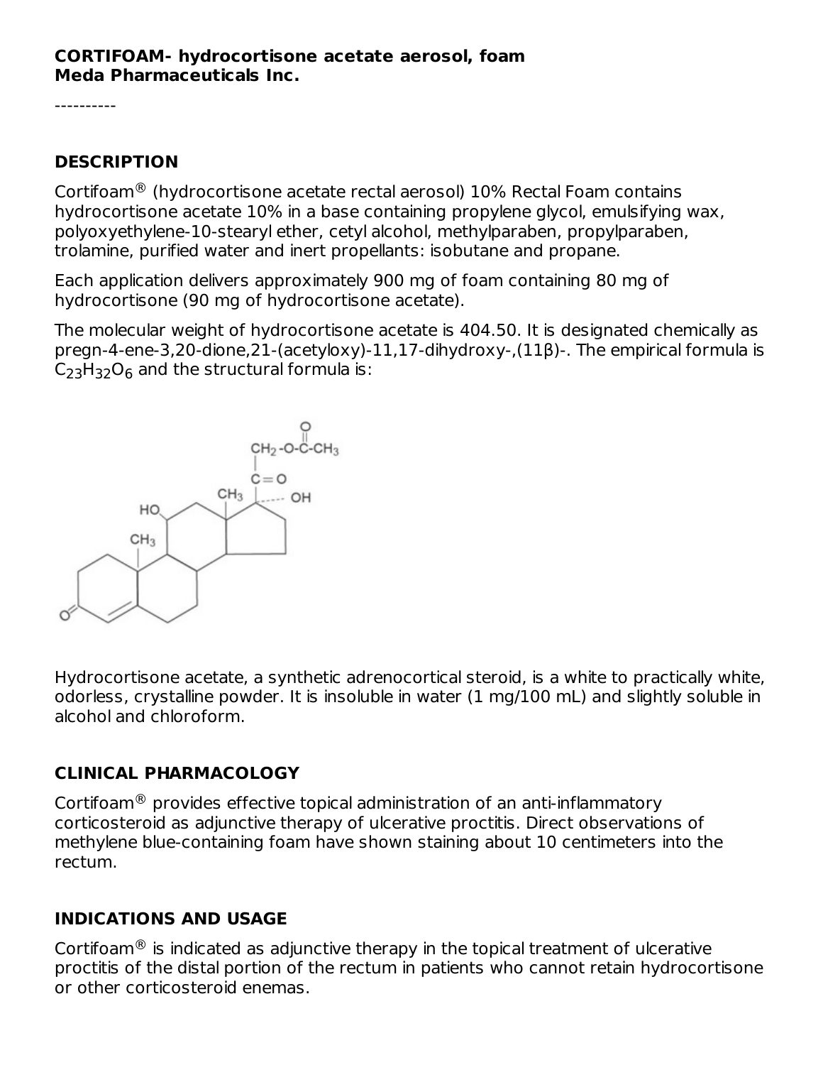**CORTIFOAM- hydrocortisone acetate aerosol, foam**
**Meda Pharmaceuticals Inc.**

----------

## DESCRIPTION

Cortifoam® (hydrocortisone acetate rectal aerosol) 10% Rectal Foam contains hydrocortisone acetate 10% in a base containing propylene glycol, emulsifying wax, polyoxyethylene-10-stearyl ether, cetyl alcohol, methylparaben, propylparaben, trolamine, purified water and inert propellants: isobutane and propane.

Each application delivers approximately 900 mg of foam containing 80 mg of hydrocortisone (90 mg of hydrocortisone acetate).

The molecular weight of hydrocortisone acetate is 404.50. It is designated chemically as pregn-4-ene-3,20-dione,21-(acetyloxy)-11,17-dihydroxy-,(11β)-. The empirical formula is $C_{23}H_{32}O_6$ and the structural formula is:

Hydrocortisone acetate, a synthetic adrenocortical steroid, is a white to practically white, odorless, crystalline powder. It is insoluble in water (1 mg/100 mL) and slightly soluble in alcohol and chloroform.

## CLINICAL PHARMACOLOGY

Cortifoam® provides effective topical administration of an anti-inflammatory corticosteroid as adjunctive therapy of ulcerative proctitis. Direct observations of methylene blue-containing foam have shown staining about 10 centimeters into the rectum.

## INDICATIONS AND USAGE

Cortifoam® is indicated as adjunctive therapy in the topical treatment of ulcerative proctitis of the distal portion of the rectum in patients who cannot retain hydrocortisone or other corticosteroid enemas.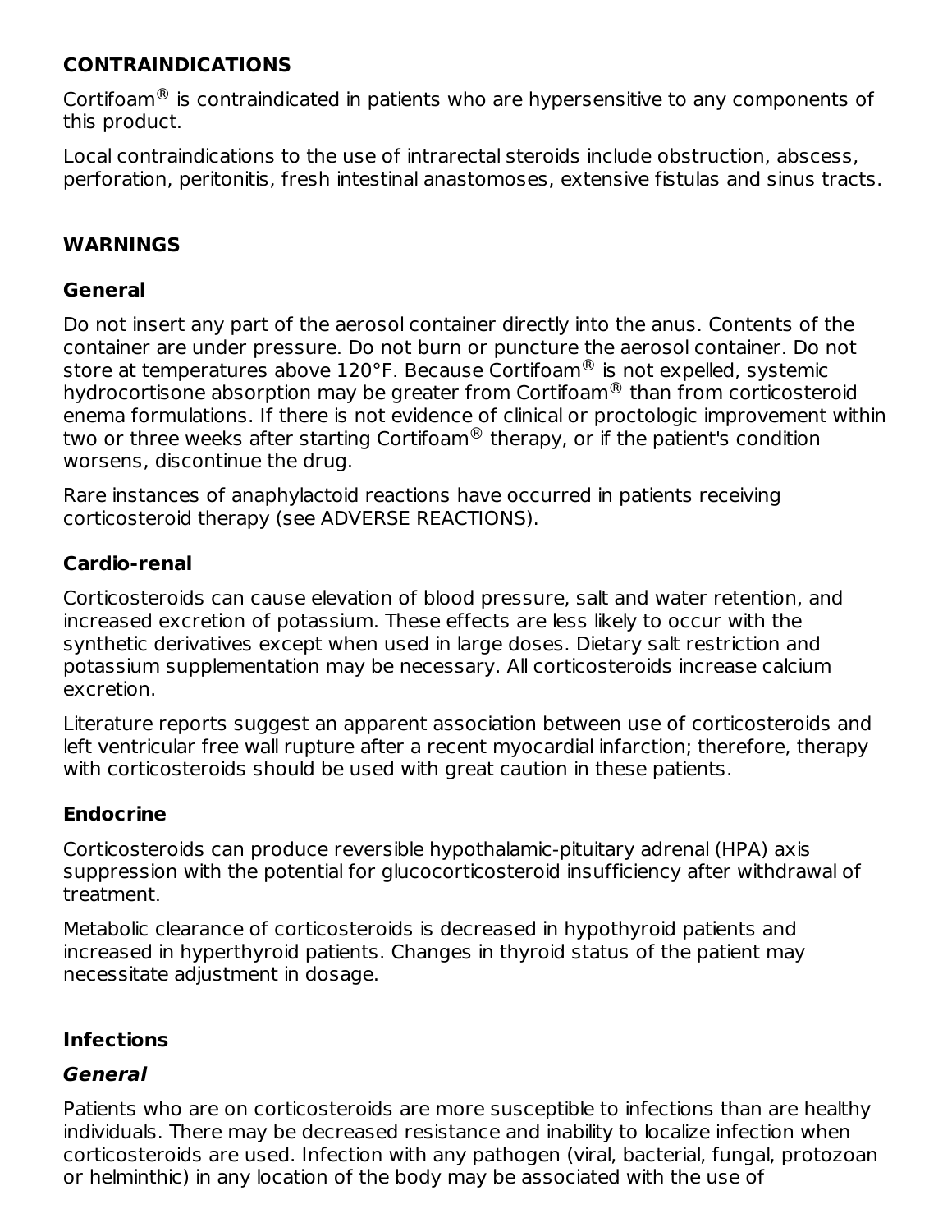## CONTRAINDICATIONS

Cortifoam® is contraindicated in patients who are hypersensitive to any components of this product.

Local contraindications to the use of intrarectal steroids include obstruction, abscess, perforation, peritonitis, fresh intestinal anastomoses, extensive fistulas and sinus tracts.

## WARNINGS

### General

Do not insert any part of the aerosol container directly into the anus. Contents of the container are under pressure. Do not burn or puncture the aerosol container. Do not store at temperatures above 120°F. Because Cortifoam® is not expelled, systemic hydrocortisone absorption may be greater from Cortifoam® than from corticosteroid enema formulations. If there is not evidence of clinical or proctologic improvement within two or three weeks after starting Cortifoam® therapy, or if the patient's condition worsens, discontinue the drug.

Rare instances of anaphylactoid reactions have occurred in patients receiving corticosteroid therapy (see ADVERSE REACTIONS).

### Cardio-renal

Corticosteroids can cause elevation of blood pressure, salt and water retention, and increased excretion of potassium. These effects are less likely to occur with the synthetic derivatives except when used in large doses. Dietary salt restriction and potassium supplementation may be necessary. All corticosteroids increase calcium excretion.

Literature reports suggest an apparent association between use of corticosteroids and left ventricular free wall rupture after a recent myocardial infarction; therefore, therapy with corticosteroids should be used with great caution in these patients.

### Endocrine

Corticosteroids can produce reversible hypothalamic-pituitary adrenal (HPA) axis suppression with the potential for glucocorticosteroid insufficiency after withdrawal of treatment.

Metabolic clearance of corticosteroids is decreased in hypothyroid patients and increased in hyperthyroid patients. Changes in thyroid status of the patient may necessitate adjustment in dosage.

### Infections

#### *General*

Patients who are on corticosteroids are more susceptible to infections than are healthy individuals. There may be decreased resistance and inability to localize infection when corticosteroids are used. Infection with any pathogen (viral, bacterial, fungal, protozoan or helminthic) in any location of the body may be associated with the use of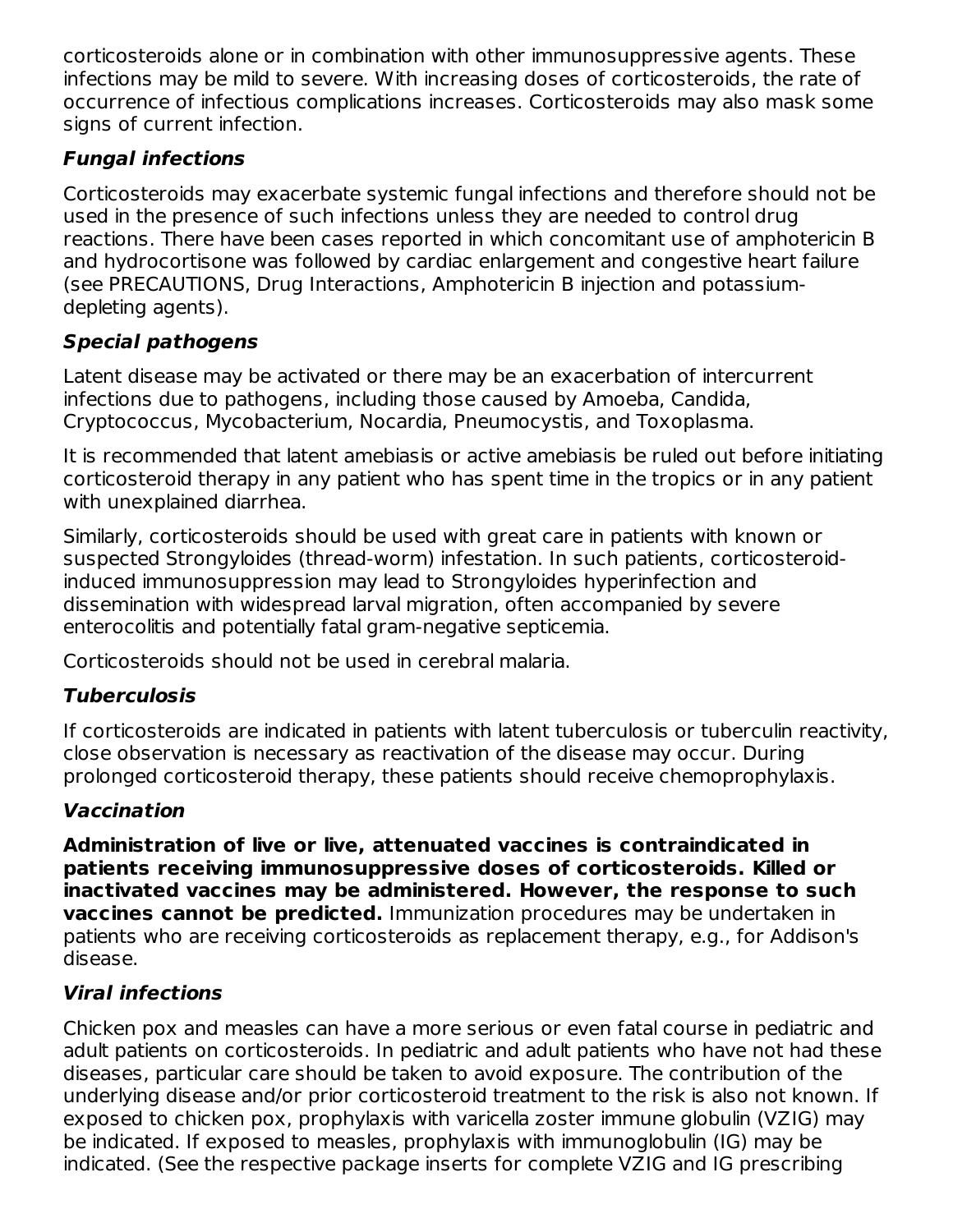corticosteroids alone or in combination with other immunosuppressive agents. These infections may be mild to severe. With increasing doses of corticosteroids, the rate of occurrence of infectious complications increases. Corticosteroids may also mask some signs of current infection.

***Fungal infections***

Corticosteroids may exacerbate systemic fungal infections and therefore should not be used in the presence of such infections unless they are needed to control drug reactions. There have been cases reported in which concomitant use of amphotericin B and hydrocortisone was followed by cardiac enlargement and congestive heart failure (see PRECAUTIONS, Drug Interactions, Amphotericin B injection and potassium-depleting agents).

***Special pathogens***

Latent disease may be activated or there may be an exacerbation of intercurrent infections due to pathogens, including those caused by Amoeba, Candida, Cryptococcus, Mycobacterium, Nocardia, Pneumocystis, and Toxoplasma.

It is recommended that latent amebiasis or active amebiasis be ruled out before initiating corticosteroid therapy in any patient who has spent time in the tropics or in any patient with unexplained diarrhea.

Similarly, corticosteroids should be used with great care in patients with known or suspected Strongyloides (thread-worm) infestation. In such patients, corticosteroid-induced immunosuppression may lead to Strongyloides hyperinfection and dissemination with widespread larval migration, often accompanied by severe enterocolitis and potentially fatal gram-negative septicemia.

Corticosteroids should not be used in cerebral malaria.

***Tuberculosis***

If corticosteroids are indicated in patients with latent tuberculosis or tuberculin reactivity, close observation is necessary as reactivation of the disease may occur. During prolonged corticosteroid therapy, these patients should receive chemoprophylaxis.

***Vaccination***

**Administration of live or live, attenuated vaccines is contraindicated in patients receiving immunosuppressive doses of corticosteroids. Killed or inactivated vaccines may be administered. However, the response to such vaccines cannot be predicted.** Immunization procedures may be undertaken in patients who are receiving corticosteroids as replacement therapy, e.g., for Addison's disease.

***Viral infections***

Chicken pox and measles can have a more serious or even fatal course in pediatric and adult patients on corticosteroids. In pediatric and adult patients who have not had these diseases, particular care should be taken to avoid exposure. The contribution of the underlying disease and/or prior corticosteroid treatment to the risk is also not known. If exposed to chicken pox, prophylaxis with varicella zoster immune globulin (VZIG) may be indicated. If exposed to measles, prophylaxis with immunoglobulin (IG) may be indicated. (See the respective package inserts for complete VZIG and IG prescribing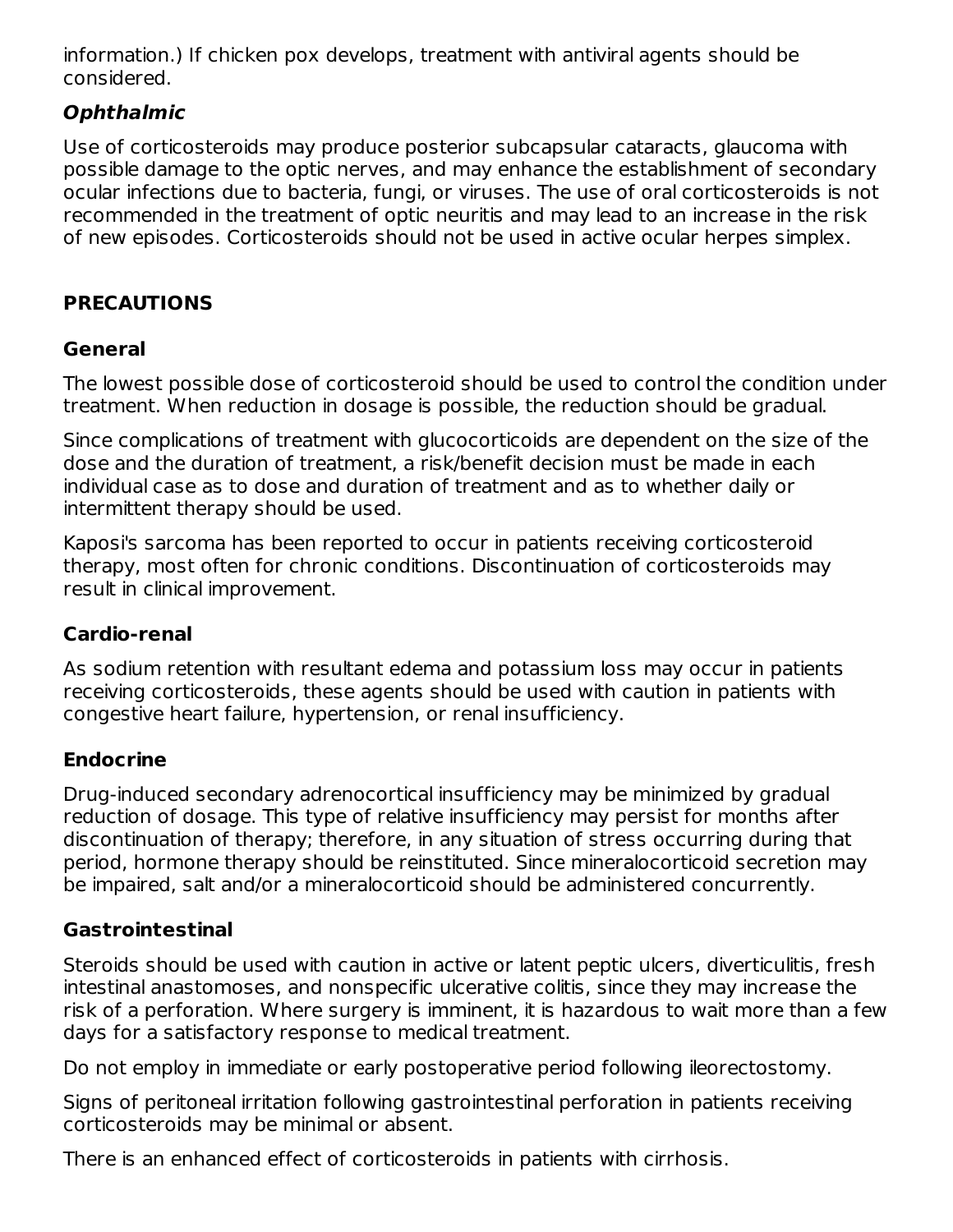information.) If chicken pox develops, treatment with antiviral agents should be considered.

### *Ophthalmic*

Use of corticosteroids may produce posterior subcapsular cataracts, glaucoma with possible damage to the optic nerves, and may enhance the establishment of secondary ocular infections due to bacteria, fungi, or viruses. The use of oral corticosteroids is not recommended in the treatment of optic neuritis and may lead to an increase in the risk of new episodes. Corticosteroids should not be used in active ocular herpes simplex.

## PRECAUTIONS

### General

The lowest possible dose of corticosteroid should be used to control the condition under treatment. When reduction in dosage is possible, the reduction should be gradual.

Since complications of treatment with glucocorticoids are dependent on the size of the dose and the duration of treatment, a risk/benefit decision must be made in each individual case as to dose and duration of treatment and as to whether daily or intermittent therapy should be used.

Kaposi's sarcoma has been reported to occur in patients receiving corticosteroid therapy, most often for chronic conditions. Discontinuation of corticosteroids may result in clinical improvement.

### Cardio-renal

As sodium retention with resultant edema and potassium loss may occur in patients receiving corticosteroids, these agents should be used with caution in patients with congestive heart failure, hypertension, or renal insufficiency.

### Endocrine

Drug-induced secondary adrenocortical insufficiency may be minimized by gradual reduction of dosage. This type of relative insufficiency may persist for months after discontinuation of therapy; therefore, in any situation of stress occurring during that period, hormone therapy should be reinstituted. Since mineralocorticoid secretion may be impaired, salt and/or a mineralocorticoid should be administered concurrently.

### Gastrointestinal

Steroids should be used with caution in active or latent peptic ulcers, diverticulitis, fresh intestinal anastomoses, and nonspecific ulcerative colitis, since they may increase the risk of a perforation. Where surgery is imminent, it is hazardous to wait more than a few days for a satisfactory response to medical treatment.

Do not employ in immediate or early postoperative period following ileorectostomy.

Signs of peritoneal irritation following gastrointestinal perforation in patients receiving corticosteroids may be minimal or absent.

There is an enhanced effect of corticosteroids in patients with cirrhosis.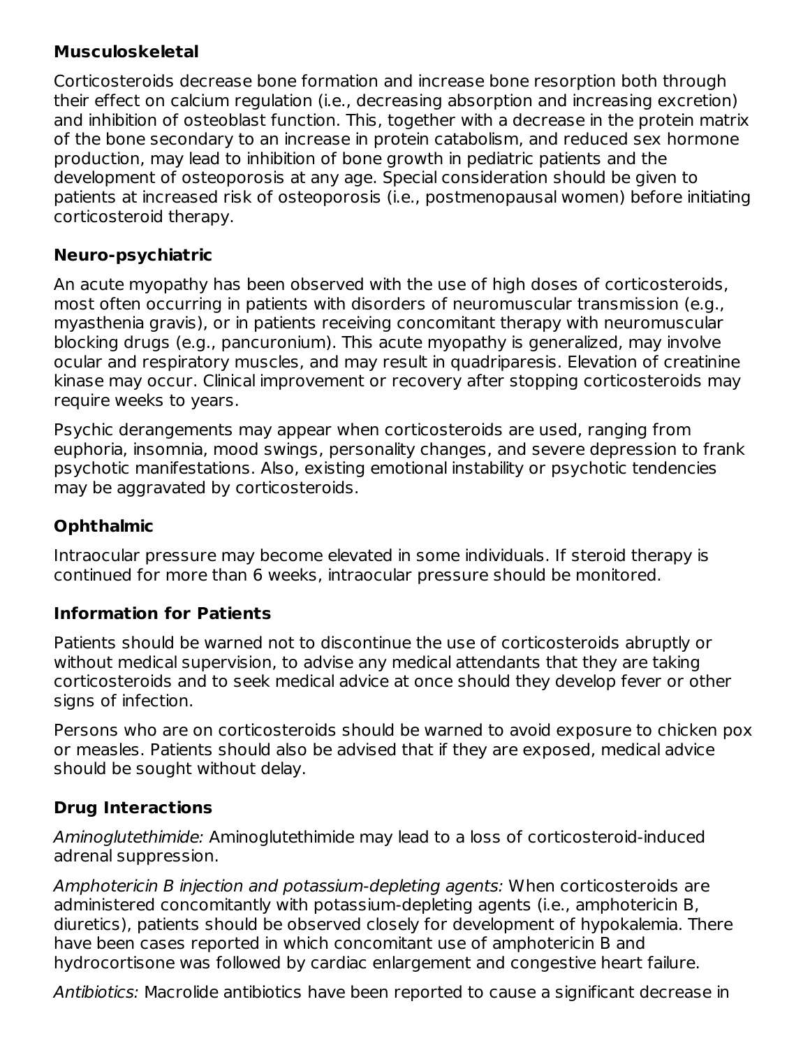**Musculoskeletal**

Corticosteroids decrease bone formation and increase bone resorption both through their effect on calcium regulation (i.e., decreasing absorption and increasing excretion) and inhibition of osteoblast function. This, together with a decrease in the protein matrix of the bone secondary to an increase in protein catabolism, and reduced sex hormone production, may lead to inhibition of bone growth in pediatric patients and the development of osteoporosis at any age. Special consideration should be given to patients at increased risk of osteoporosis (i.e., postmenopausal women) before initiating corticosteroid therapy.

**Neuro-psychiatric**

An acute myopathy has been observed with the use of high doses of corticosteroids, most often occurring in patients with disorders of neuromuscular transmission (e.g., myasthenia gravis), or in patients receiving concomitant therapy with neuromuscular blocking drugs (e.g., pancuronium). This acute myopathy is generalized, may involve ocular and respiratory muscles, and may result in quadriparesis. Elevation of creatinine kinase may occur. Clinical improvement or recovery after stopping corticosteroids may require weeks to years.

Psychic derangements may appear when corticosteroids are used, ranging from euphoria, insomnia, mood swings, personality changes, and severe depression to frank psychotic manifestations. Also, existing emotional instability or psychotic tendencies may be aggravated by corticosteroids.

**Ophthalmic**

Intraocular pressure may become elevated in some individuals. If steroid therapy is continued for more than 6 weeks, intraocular pressure should be monitored.

**Information for Patients**

Patients should be warned not to discontinue the use of corticosteroids abruptly or without medical supervision, to advise any medical attendants that they are taking corticosteroids and to seek medical advice at once should they develop fever or other signs of infection.

Persons who are on corticosteroids should be warned to avoid exposure to chicken pox or measles. Patients should also be advised that if they are exposed, medical advice should be sought without delay.

**Drug Interactions**

*Aminoglutethimide:* Aminoglutethimide may lead to a loss of corticosteroid-induced adrenal suppression.

*Amphotericin B injection and potassium-depleting agents:* When corticosteroids are administered concomitantly with potassium-depleting agents (i.e., amphotericin B, diuretics), patients should be observed closely for development of hypokalemia. There have been cases reported in which concomitant use of amphotericin B and hydrocortisone was followed by cardiac enlargement and congestive heart failure.

*Antibiotics:* Macrolide antibiotics have been reported to cause a significant decrease in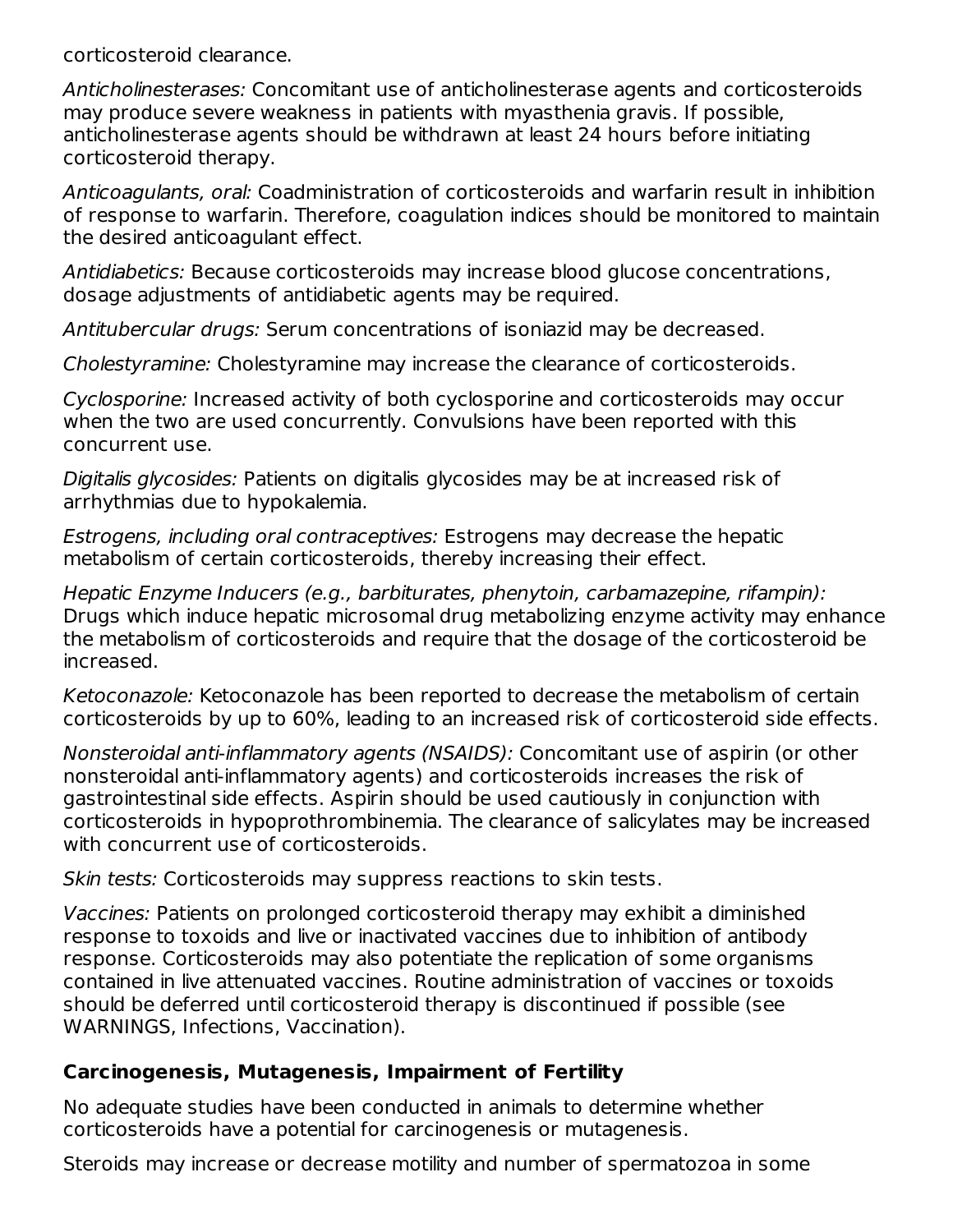corticosteroid clearance.

*Anticholinesterases:* Concomitant use of anticholinesterase agents and corticosteroids may produce severe weakness in patients with myasthenia gravis. If possible, anticholinesterase agents should be withdrawn at least 24 hours before initiating corticosteroid therapy.

*Anticoagulants, oral:* Coadministration of corticosteroids and warfarin result in inhibition of response to warfarin. Therefore, coagulation indices should be monitored to maintain the desired anticoagulant effect.

*Antidiabetics:* Because corticosteroids may increase blood glucose concentrations, dosage adjustments of antidiabetic agents may be required.

*Antitubercular drugs:* Serum concentrations of isoniazid may be decreased.

*Cholestyramine:* Cholestyramine may increase the clearance of corticosteroids.

*Cyclosporine:* Increased activity of both cyclosporine and corticosteroids may occur when the two are used concurrently. Convulsions have been reported with this concurrent use.

*Digitalis glycosides:* Patients on digitalis glycosides may be at increased risk of arrhythmias due to hypokalemia.

*Estrogens, including oral contraceptives:* Estrogens may decrease the hepatic metabolism of certain corticosteroids, thereby increasing their effect.

*Hepatic Enzyme Inducers (e.g., barbiturates, phenytoin, carbamazepine, rifampin):* Drugs which induce hepatic microsomal drug metabolizing enzyme activity may enhance the metabolism of corticosteroids and require that the dosage of the corticosteroid be increased.

*Ketoconazole:* Ketoconazole has been reported to decrease the metabolism of certain corticosteroids by up to 60%, leading to an increased risk of corticosteroid side effects.

*Nonsteroidal anti-inflammatory agents (NSAIDS):* Concomitant use of aspirin (or other nonsteroidal anti-inflammatory agents) and corticosteroids increases the risk of gastrointestinal side effects. Aspirin should be used cautiously in conjunction with corticosteroids in hypoprothrombinemia. The clearance of salicylates may be increased with concurrent use of corticosteroids.

*Skin tests:* Corticosteroids may suppress reactions to skin tests.

*Vaccines:* Patients on prolonged corticosteroid therapy may exhibit a diminished response to toxoids and live or inactivated vaccines due to inhibition of antibody response. Corticosteroids may also potentiate the replication of some organisms contained in live attenuated vaccines. Routine administration of vaccines or toxoids should be deferred until corticosteroid therapy is discontinued if possible (see WARNINGS, Infections, Vaccination).

**Carcinogenesis, Mutagenesis, Impairment of Fertility**

No adequate studies have been conducted in animals to determine whether corticosteroids have a potential for carcinogenesis or mutagenesis.

Steroids may increase or decrease motility and number of spermatozoa in some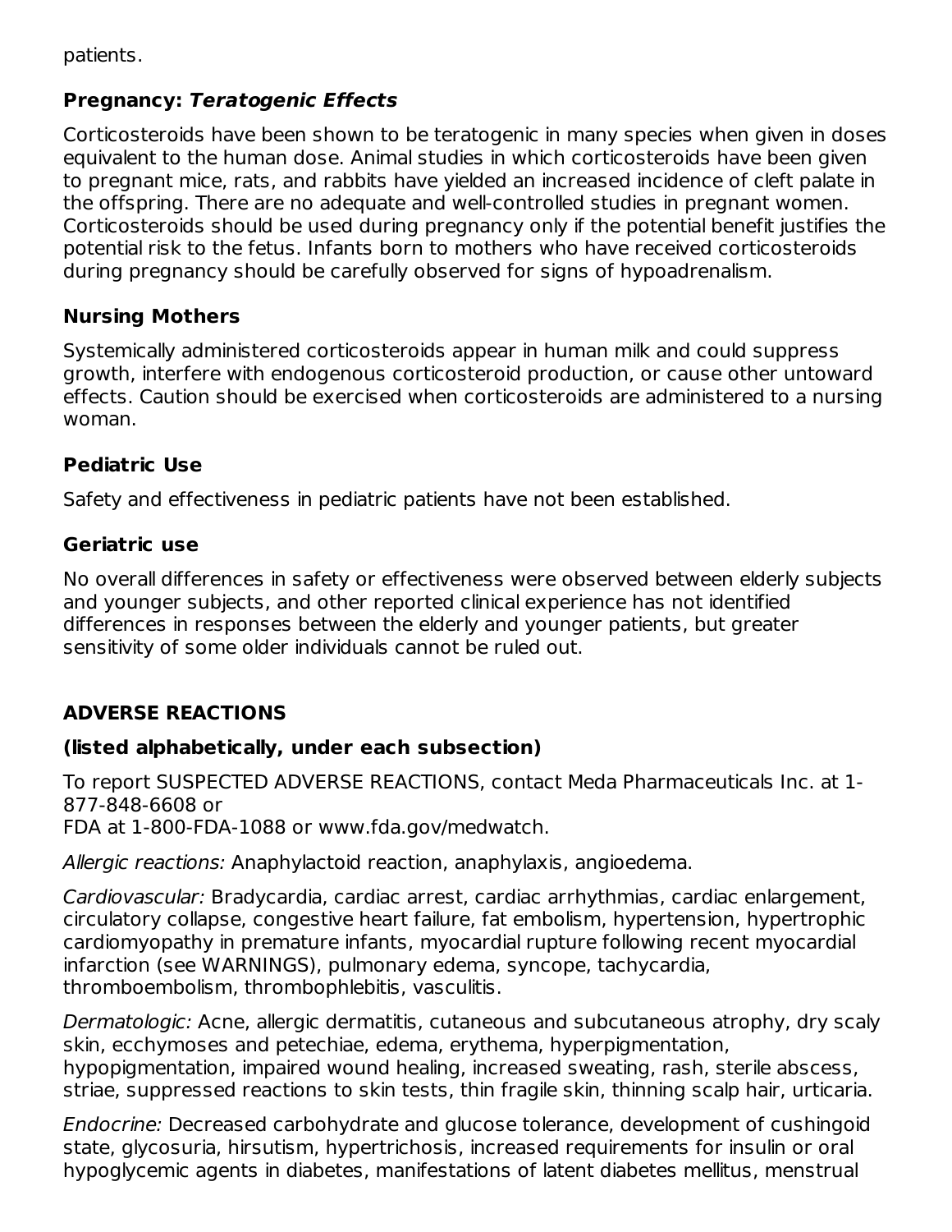patients.

### Pregnancy: *Teratogenic Effects*

Corticosteroids have been shown to be teratogenic in many species when given in doses equivalent to the human dose. Animal studies in which corticosteroids have been given to pregnant mice, rats, and rabbits have yielded an increased incidence of cleft palate in the offspring. There are no adequate and well-controlled studies in pregnant women. Corticosteroids should be used during pregnancy only if the potential benefit justifies the potential risk to the fetus. Infants born to mothers who have received corticosteroids during pregnancy should be carefully observed for signs of hypoadrenalism.

### Nursing Mothers

Systemically administered corticosteroids appear in human milk and could suppress growth, interfere with endogenous corticosteroid production, or cause other untoward effects. Caution should be exercised when corticosteroids are administered to a nursing woman.

### Pediatric Use

Safety and effectiveness in pediatric patients have not been established.

### Geriatric use

No overall differences in safety or effectiveness were observed between elderly subjects and younger subjects, and other reported clinical experience has not identified differences in responses between the elderly and younger patients, but greater sensitivity of some older individuals cannot be ruled out.

## ADVERSE REACTIONS

### (listed alphabetically, under each subsection)

To report SUSPECTED ADVERSE REACTIONS, contact Meda Pharmaceuticals Inc. at 1-877-848-6608 or
FDA at 1-800-FDA-1088 or www.fda.gov/medwatch.

*Allergic reactions:* Anaphylactoid reaction, anaphylaxis, angioedema.

*Cardiovascular:* Bradycardia, cardiac arrest, cardiac arrhythmias, cardiac enlargement, circulatory collapse, congestive heart failure, fat embolism, hypertension, hypertrophic cardiomyopathy in premature infants, myocardial rupture following recent myocardial infarction (see WARNINGS), pulmonary edema, syncope, tachycardia, thromboembolism, thrombophlebitis, vasculitis.

*Dermatologic:* Acne, allergic dermatitis, cutaneous and subcutaneous atrophy, dry scaly skin, ecchymoses and petechiae, edema, erythema, hyperpigmentation, hypopigmentation, impaired wound healing, increased sweating, rash, sterile abscess, striae, suppressed reactions to skin tests, thin fragile skin, thinning scalp hair, urticaria.

*Endocrine:* Decreased carbohydrate and glucose tolerance, development of cushingoid state, glycosuria, hirsutism, hypertrichosis, increased requirements for insulin or oral hypoglycemic agents in diabetes, manifestations of latent diabetes mellitus, menstrual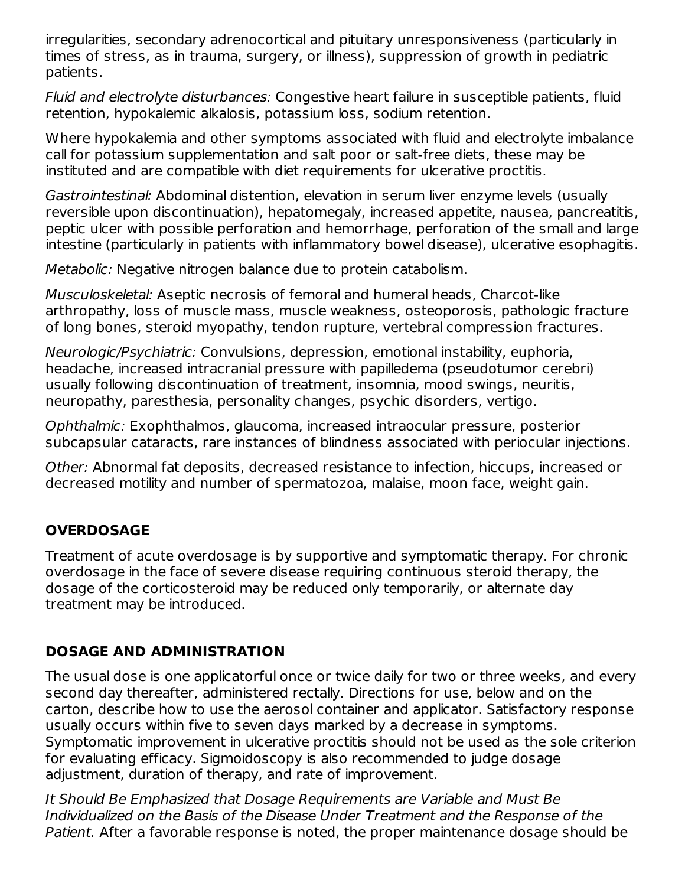irregularities, secondary adrenocortical and pituitary unresponsiveness (particularly in times of stress, as in trauma, surgery, or illness), suppression of growth in pediatric patients.

*Fluid and electrolyte disturbances:* Congestive heart failure in susceptible patients, fluid retention, hypokalemic alkalosis, potassium loss, sodium retention.

Where hypokalemia and other symptoms associated with fluid and electrolyte imbalance call for potassium supplementation and salt poor or salt-free diets, these may be instituted and are compatible with diet requirements for ulcerative proctitis.

*Gastrointestinal:* Abdominal distention, elevation in serum liver enzyme levels (usually reversible upon discontinuation), hepatomegaly, increased appetite, nausea, pancreatitis, peptic ulcer with possible perforation and hemorrhage, perforation of the small and large intestine (particularly in patients with inflammatory bowel disease), ulcerative esophagitis.

*Metabolic:* Negative nitrogen balance due to protein catabolism.

*Musculoskeletal:* Aseptic necrosis of femoral and humeral heads, Charcot-like arthropathy, loss of muscle mass, muscle weakness, osteoporosis, pathologic fracture of long bones, steroid myopathy, tendon rupture, vertebral compression fractures.

*Neurologic/Psychiatric:* Convulsions, depression, emotional instability, euphoria, headache, increased intracranial pressure with papilledema (pseudotumor cerebri) usually following discontinuation of treatment, insomnia, mood swings, neuritis, neuropathy, paresthesia, personality changes, psychic disorders, vertigo.

*Ophthalmic:* Exophthalmos, glaucoma, increased intraocular pressure, posterior subcapsular cataracts, rare instances of blindness associated with periocular injections.

*Other:* Abnormal fat deposits, decreased resistance to infection, hiccups, increased or decreased motility and number of spermatozoa, malaise, moon face, weight gain.

## OVERDOSAGE

Treatment of acute overdosage is by supportive and symptomatic therapy. For chronic overdosage in the face of severe disease requiring continuous steroid therapy, the dosage of the corticosteroid may be reduced only temporarily, or alternate day treatment may be introduced.

## DOSAGE AND ADMINISTRATION

The usual dose is one applicatorful once or twice daily for two or three weeks, and every second day thereafter, administered rectally. Directions for use, below and on the carton, describe how to use the aerosol container and applicator. Satisfactory response usually occurs within five to seven days marked by a decrease in symptoms. Symptomatic improvement in ulcerative proctitis should not be used as the sole criterion for evaluating efficacy. Sigmoidoscopy is also recommended to judge dosage adjustment, duration of therapy, and rate of improvement.

*It Should Be Emphasized that Dosage Requirements are Variable and Must Be Individualized on the Basis of the Disease Under Treatment and the Response of the Patient.* After a favorable response is noted, the proper maintenance dosage should be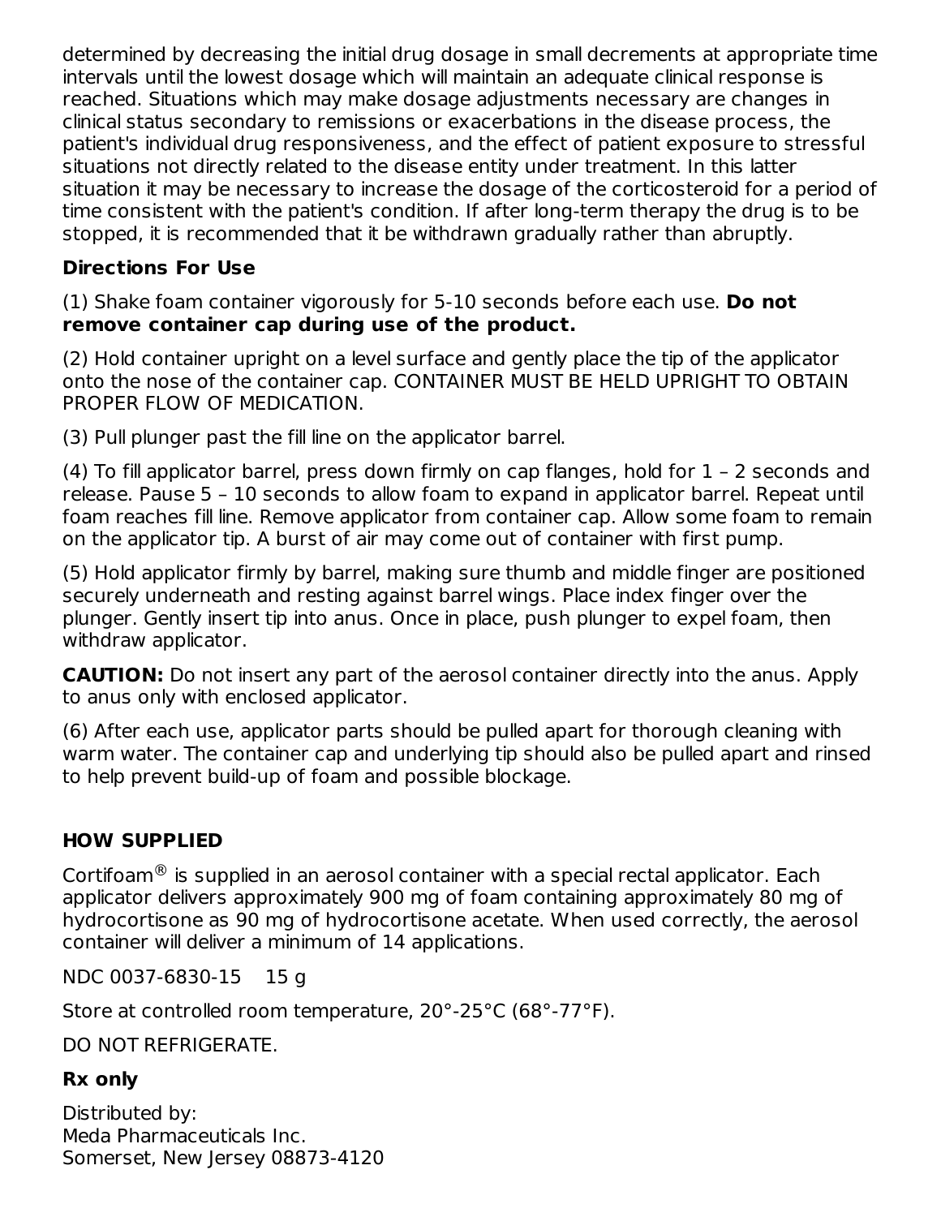determined by decreasing the initial drug dosage in small decrements at appropriate time intervals until the lowest dosage which will maintain an adequate clinical response is reached. Situations which may make dosage adjustments necessary are changes in clinical status secondary to remissions or exacerbations in the disease process, the patient's individual drug responsiveness, and the effect of patient exposure to stressful situations not directly related to the disease entity under treatment. In this latter situation it may be necessary to increase the dosage of the corticosteroid for a period of time consistent with the patient's condition. If after long-term therapy the drug is to be stopped, it is recommended that it be withdrawn gradually rather than abruptly.

### Directions For Use

(1) Shake foam container vigorously for 5-10 seconds before each use. **Do not remove container cap during use of the product.**

(2) Hold container upright on a level surface and gently place the tip of the applicator onto the nose of the container cap. CONTAINER MUST BE HELD UPRIGHT TO OBTAIN PROPER FLOW OF MEDICATION.

(3) Pull plunger past the fill line on the applicator barrel.

(4) To fill applicator barrel, press down firmly on cap flanges, hold for 1 – 2 seconds and release. Pause 5 – 10 seconds to allow foam to expand in applicator barrel. Repeat until foam reaches fill line. Remove applicator from container cap. Allow some foam to remain on the applicator tip. A burst of air may come out of container with first pump.

(5) Hold applicator firmly by barrel, making sure thumb and middle finger are positioned securely underneath and resting against barrel wings. Place index finger over the plunger. Gently insert tip into anus. Once in place, push plunger to expel foam, then withdraw applicator.

**CAUTION:** Do not insert any part of the aerosol container directly into the anus. Apply to anus only with enclosed applicator.

(6) After each use, applicator parts should be pulled apart for thorough cleaning with warm water. The container cap and underlying tip should also be pulled apart and rinsed to help prevent build-up of foam and possible blockage.

## HOW SUPPLIED

Cortifoam® is supplied in an aerosol container with a special rectal applicator. Each applicator delivers approximately 900 mg of foam containing approximately 80 mg of hydrocortisone as 90 mg of hydrocortisone acetate. When used correctly, the aerosol container will deliver a minimum of 14 applications.

NDC 0037-6830-15    15 g

Store at controlled room temperature, 20°-25°C (68°-77°F).

DO NOT REFRIGERATE.

**Rx only**

Distributed by:
Meda Pharmaceuticals Inc.
Somerset, New Jersey 08873-4120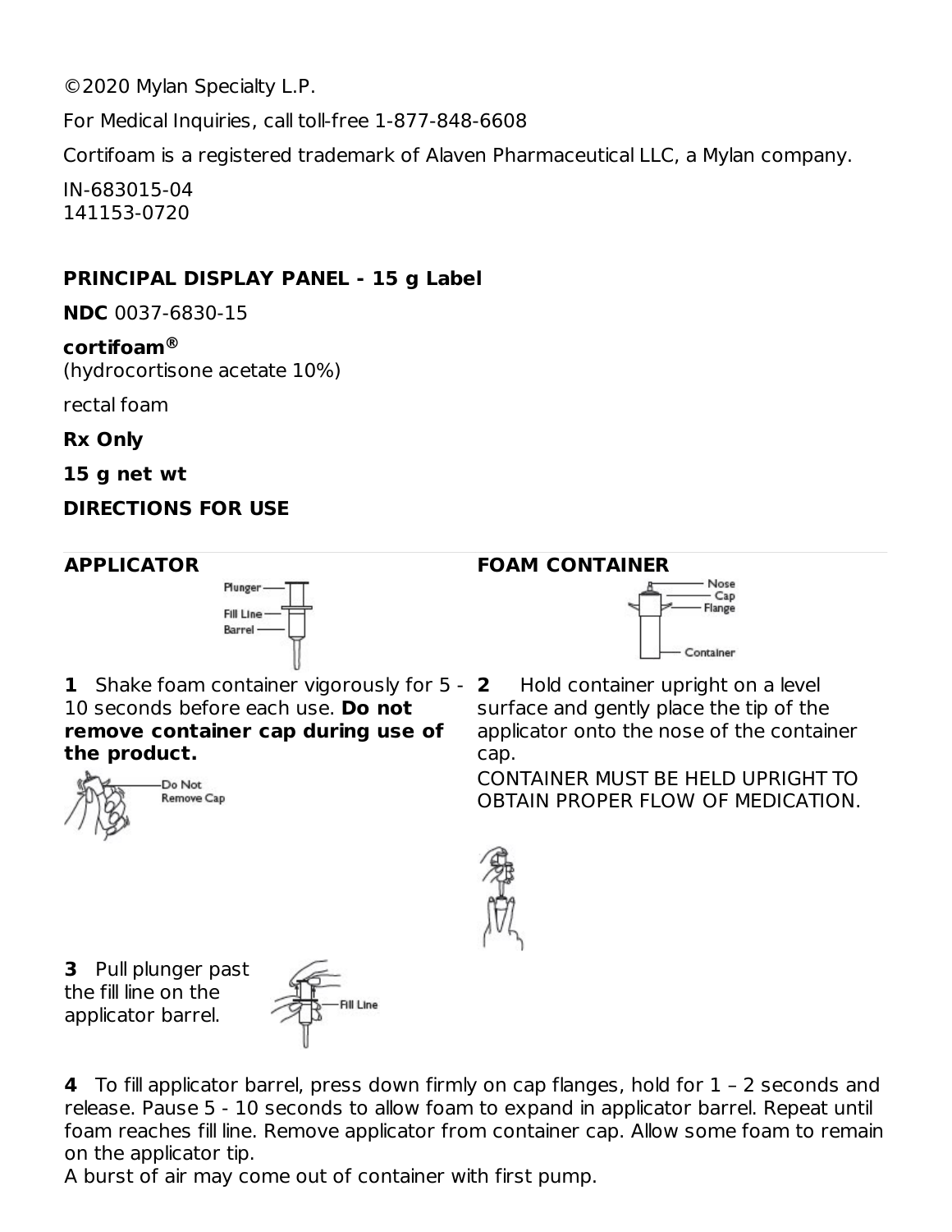©2020 Mylan Specialty L.P.

For Medical Inquiries, call toll-free 1-877-848-6608

Cortifoam is a registered trademark of Alaven Pharmaceutical LLC, a Mylan company.

IN-683015-04
141153-0720

**PRINCIPAL DISPLAY PANEL - 15 g Label**

**NDC** 0037-6830-15

**cortifoam®**
(hydrocortisone acetate 10%)

rectal foam

**Rx Only**

**15 g net wt**

**DIRECTIONS FOR USE**

**APPLICATOR**

Plunger
Fill Line
Barrel

**FOAM CONTAINER**

Nose
Cap
Flange
Container

**1** Shake foam container vigorously for 5 - 10 seconds before each use. **Do not remove container cap during use of the product.**

Do Not Remove Cap

**2** Hold container upright on a level surface and gently place the tip of the applicator onto the nose of the container cap.
CONTAINER MUST BE HELD UPRIGHT TO OBTAIN PROPER FLOW OF MEDICATION.

**3** Pull plunger past the fill line on the applicator barrel.

Fill Line

**4** To fill applicator barrel, press down firmly on cap flanges, hold for 1 – 2 seconds and release. Pause 5 - 10 seconds to allow foam to expand in applicator barrel. Repeat until foam reaches fill line. Remove applicator from container cap. Allow some foam to remain on the applicator tip.
A burst of air may come out of container with first pump.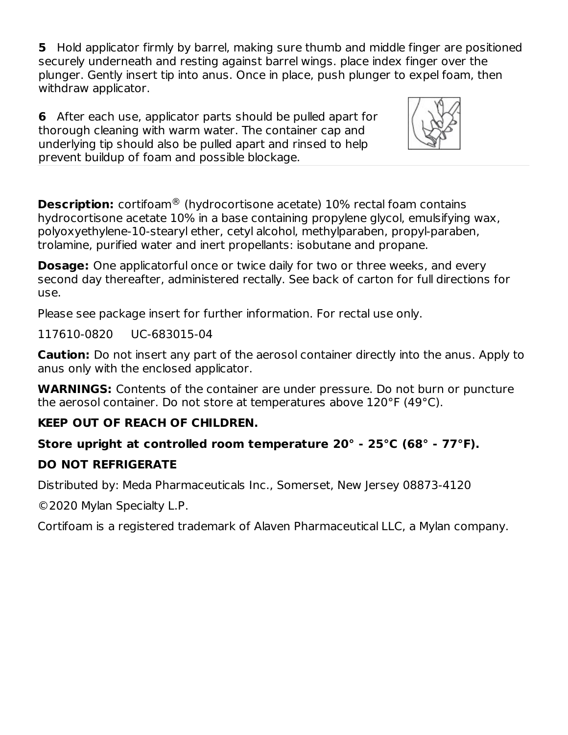**5** Hold applicator firmly by barrel, making sure thumb and middle finger are positioned securely underneath and resting against barrel wings. place index finger over the plunger. Gently insert tip into anus. Once in place, push plunger to expel foam, then withdraw applicator.

**6** After each use, applicator parts should be pulled apart for thorough cleaning with warm water. The container cap and underlying tip should also be pulled apart and rinsed to help prevent buildup of foam and possible blockage.

**Description:** cortifoam® (hydrocortisone acetate) 10% rectal foam contains hydrocortisone acetate 10% in a base containing propylene glycol, emulsifying wax, polyoxyethylene-10-stearyl ether, cetyl alcohol, methylparaben, propyl-paraben, trolamine, purified water and inert propellants: isobutane and propane.

**Dosage:** One applicatorful once or twice daily for two or three weeks, and every second day thereafter, administered rectally. See back of carton for full directions for use.

Please see package insert for further information. For rectal use only.

117610-0820 UC-683015-04

**Caution:** Do not insert any part of the aerosol container directly into the anus. Apply to anus only with the enclosed applicator.

**WARNINGS:** Contents of the container are under pressure. Do not burn or puncture the aerosol container. Do not store at temperatures above 120°F (49°C).

**KEEP OUT OF REACH OF CHILDREN.**

**Store upright at controlled room temperature 20° - 25°C (68° - 77°F).**

**DO NOT REFRIGERATE**

Distributed by: Meda Pharmaceuticals Inc., Somerset, New Jersey 08873-4120

©2020 Mylan Specialty L.P.

Cortifoam is a registered trademark of Alaven Pharmaceutical LLC, a Mylan company.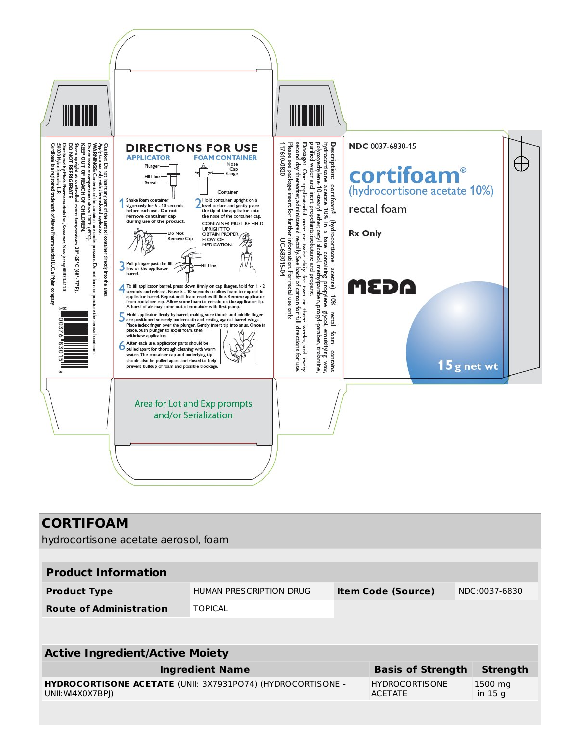NDC 0037-6830-15

**cortifoam®**
(hydrocortisone acetate 10%)
rectal foam

**Rx Only**

MEDA

15 g net wt

## DIRECTIONS FOR USE

**APPLICATOR** — Plunger, Fill Line, Barrel

**FOAM CONTAINER** — Nose, Cap, Flange, Container

1. Shake foam container vigorously for 5 - 10 seconds before each use. **Do not remove container cap during use of the product.** (Do Not Remove Cap)
2. Hold container upright on a level surface and gently place the tip of the applicator onto the nose of the container cap. CONTAINER MUST BE HELD UPRIGHT TO OBTAIN PROPER FLOW OF MEDICATION.
3. Pull plunger past the fill line on the applicator barrel. (Fill Line)
4. To fill applicator barrel, press down firmly on cap flanges, hold for 1 - 2 seconds and release. Pause 5 - 10 seconds to allow foam to expand in applicator barrel. Repeat until foam reaches fill line. Remove applicator from container cap. Allow some foam to remain on the applicator tip. A burst of air may come out of container with first pump.
5. Hold applicator firmly by barrel, making sure thumb and middle finger are positioned securely underneath and resting against barrel wings. Place index finger over the plunger. Gently insert tip into anus. Once in place, push plunger to expel foam, then withdraw applicator.
6. After each use, applicator parts should be pulled apart for thorough cleaning with warm water. The container cap and underlying tip should also be pulled apart and rinsed to help prevent buildup of foam and possible blockage.

**Caution:** Do not insert any part of the aerosol container directly into the anus. Apply to anus only with the enclosed applicator.
**WARNINGS:** Contents of the container are under pressure. Do not burn or puncture the aerosol container. Do not store at temperatures above 120°F (49°C).
**KEEP OUT OF REACH OF CHILDREN.**
**Store upright** at controlled room temperature 20°-25°C (68°-77°F).
**DO NOT REFRIGERATE.**
Distributed by: Meda Pharmaceuticals Inc., Somerset, New Jersey 08873-4120
©2020 Mylan Specialty L.P.
Cortifoam is a registered trademark of Alaven Pharmaceutical LLC, a Mylan company.

N 3 0037-6830-15 8

**Description:** cortifoam® (hydrocortisone acetate) 10% rectal foam contains hydrocortisone acetate 10% in a base containing propylene glycol, emulsifying wax, polyoxyethylene-10-stearyl ether, cetyl alcohol, methylparaben, propylparaben, trolamine, purified water and inert propellants: isobutane and propane.
**Dosage:** One applicatorful once or twice daily for two or three weeks, and every second day thereafter, administered rectally. See back of carton for full directions for use.
Please see package insert for further information. For rectal use only.

117610-0820 UC-683015-04

Area for Lot and Exp prompts and/or Serialization

# CORTIFOAM

hydrocortisone acetate aerosol, foam

| Product Information | | | |
|---|---|---|---|
| **Product Type** | HUMAN PRESCRIPTION DRUG | **Item Code (Source)** | NDC:0037-6830 |
| **Route of Administration** | TOPICAL | | |

| Active Ingredient/Active Moiety | | |
|---|---|---|
| **Ingredient Name** | **Basis of Strength** | **Strength** |
| **HYDROCORTISONE ACETATE** (UNII: 3X7931PO74) (HYDROCORTISONE - UNII:WI4X0X7BPJ) | HYDROCORTISONE ACETATE | 1500 mg in 15 g |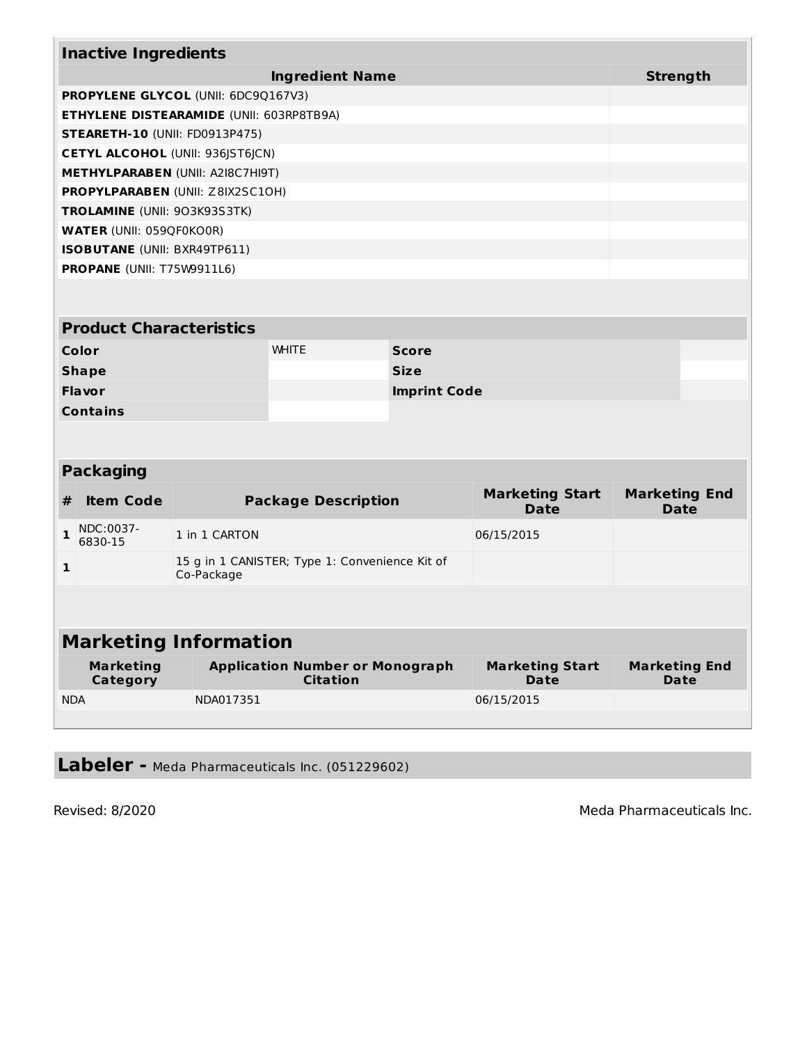| Inactive Ingredients | |
|---|---|
| **Ingredient Name** | **Strength** |
| **PROPYLENE GLYCOL** (UNII: 6DC9Q167V3) | |
| **ETHYLENE DISTEARAMIDE** (UNII: 603RP8TB9A) | |
| **STEARETH-10** (UNII: FD0913P475) | |
| **CETYL ALCOHOL** (UNII: 936JST6JCN) | |
| **METHYLPARABEN** (UNII: A2I8C7HI9T) | |
| **PROPYLPARABEN** (UNII: Z8IX2SC1OH) | |
| **TROLAMINE** (UNII: 9O3K93S3TK) | |
| **WATER** (UNII: 059QF0KO0R) | |
| **ISOBUTANE** (UNII: BXR49TP611) | |
| **PROPANE** (UNII: T75W9911L6) | |

| Product Characteristics | | | |
|---|---|---|---|
| **Color** | WHITE | **Score** | |
| **Shape** | | **Size** | |
| **Flavor** | | **Imprint Code** | |
| **Contains** | | | |

| Packaging | | | | |
|---|---|---|---|---|
| **#** | **Item Code** | **Package Description** | **Marketing Start Date** | **Marketing End Date** |
| **1** | NDC:0037-6830-15 | 1 in 1 CARTON | 06/15/2015 | |
| **1** | | 15 g in 1 CANISTER; Type 1: Convenience Kit of Co-Package | | |

| Marketing Information | | | |
|---|---|---|---|
| **Marketing Category** | **Application Number or Monograph Citation** | **Marketing Start Date** | **Marketing End Date** |
| NDA | NDA017351 | 06/15/2015 | |

**Labeler -** Meda Pharmaceuticals Inc. (051229602)

Revised: 8/2020

Meda Pharmaceuticals Inc.